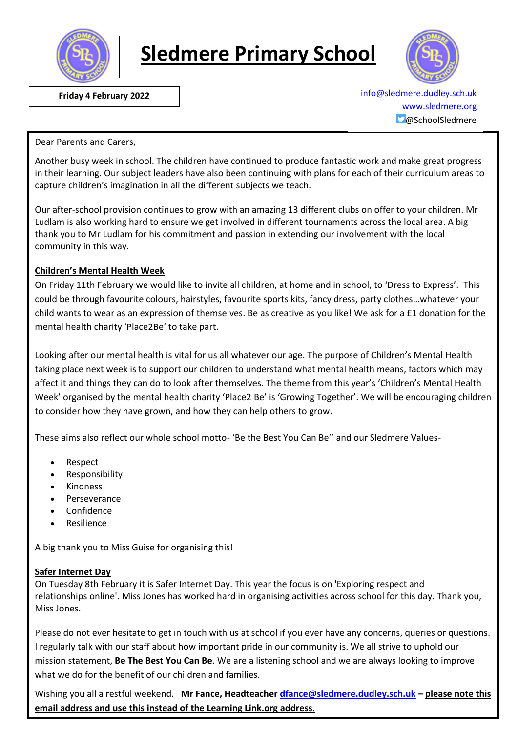# Sledmere Primary School

**Friday 4 February 2022**

info@sledmere.dudley.sch.uk
www.sledmere.org
@SchoolSledmere

Dear Parents and Carers,

Another busy week in school. The children have continued to produce fantastic work and make great progress in their learning. Our subject leaders have also been continuing with plans for each of their curriculum areas to capture children's imagination in all the different subjects we teach.

Our after-school provision continues to grow with an amazing 13 different clubs on offer to your children. Mr Ludlam is also working hard to ensure we get involved in different tournaments across the local area. A big thank you to Mr Ludlam for his commitment and passion in extending our involvement with the local community in this way.

**Children's Mental Health Week**

On Friday 11th February we would like to invite all children, at home and in school, to 'Dress to Express'. This could be through favourite colours, hairstyles, favourite sports kits, fancy dress, party clothes…whatever your child wants to wear as an expression of themselves. Be as creative as you like! We ask for a £1 donation for the mental health charity 'Place2Be' to take part.

Looking after our mental health is vital for us all whatever our age. The purpose of Children's Mental Health taking place next week is to support our children to understand what mental health means, factors which may affect it and things they can do to look after themselves. The theme from this year's 'Children's Mental Health Week' organised by the mental health charity 'Place2 Be' is 'Growing Together'. We will be encouraging children to consider how they have grown, and how they can help others to grow.

These aims also reflect our whole school motto- 'Be the Best You Can Be'' and our Sledmere Values-

- Respect
- Responsibility
- Kindness
- Perseverance
- Confidence
- Resilience

A big thank you to Miss Guise for organising this!

**Safer Internet Day**

On Tuesday 8th February it is Safer Internet Day. This year the focus is on 'Exploring respect and relationships online'. Miss Jones has worked hard in organising activities across school for this day. Thank you, Miss Jones.

Please do not ever hesitate to get in touch with us at school if you ever have any concerns, queries or questions. I regularly talk with our staff about how important pride in our community is. We all strive to uphold our mission statement, **Be The Best You Can Be**. We are a listening school and we are always looking to improve what we do for the benefit of our children and families.

Wishing you all a restful weekend. **Mr Fance, Headteacher dfance@sledmere.dudley.sch.uk – please note this email address and use this instead of the Learning Link.org address.**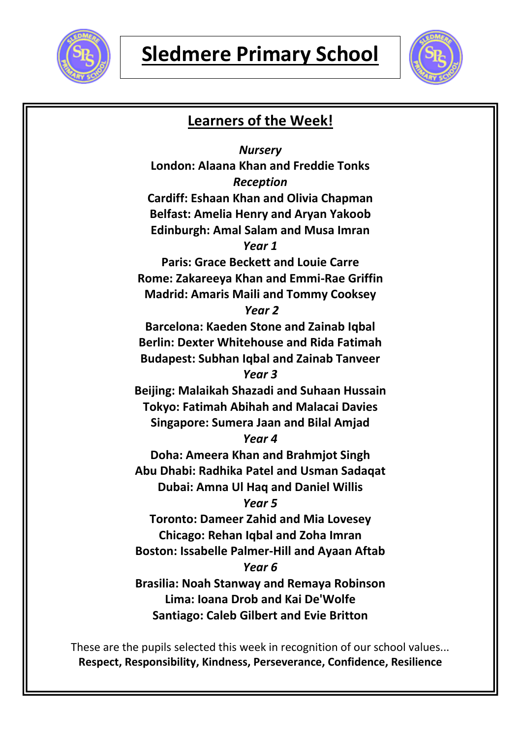# Sledmere Primary School

## Learners of the Week!

*Nursery*

**London: Alaana Khan and Freddie Tonks**

*Reception*

**Cardiff: Eshaan Khan and Olivia Chapman**

**Belfast: Amelia Henry and Aryan Yakoob**

**Edinburgh: Amal Salam and Musa Imran**

*Year 1*

**Paris: Grace Beckett and Louie Carre**

**Rome: Zakareeya Khan and Emmi-Rae Griffin**

**Madrid: Amaris Maili and Tommy Cooksey**

*Year 2*

**Barcelona: Kaeden Stone and Zainab Iqbal**

**Berlin: Dexter Whitehouse and Rida Fatimah**

**Budapest: Subhan Iqbal and Zainab Tanveer**

*Year 3*

**Beijing: Malaikah Shazadi and Suhaan Hussain**

**Tokyo: Fatimah Abihah and Malacai Davies**

**Singapore: Sumera Jaan and Bilal Amjad**

*Year 4*

**Doha: Ameera Khan and Brahmjot Singh**

**Abu Dhabi: Radhika Patel and Usman Sadaqat**

**Dubai: Amna Ul Haq and Daniel Willis**

*Year 5*

**Toronto: Dameer Zahid and Mia Lovesey**

**Chicago: Rehan Iqbal and Zoha Imran**

**Boston: Issabelle Palmer-Hill and Ayaan Aftab**

*Year 6*

**Brasilia: Noah Stanway and Remaya Robinson**

**Lima: Ioana Drob and Kai De'Wolfe**

**Santiago: Caleb Gilbert and Evie Britton**

These are the pupils selected this week in recognition of our school values...

**Respect, Responsibility, Kindness, Perseverance, Confidence, Resilience**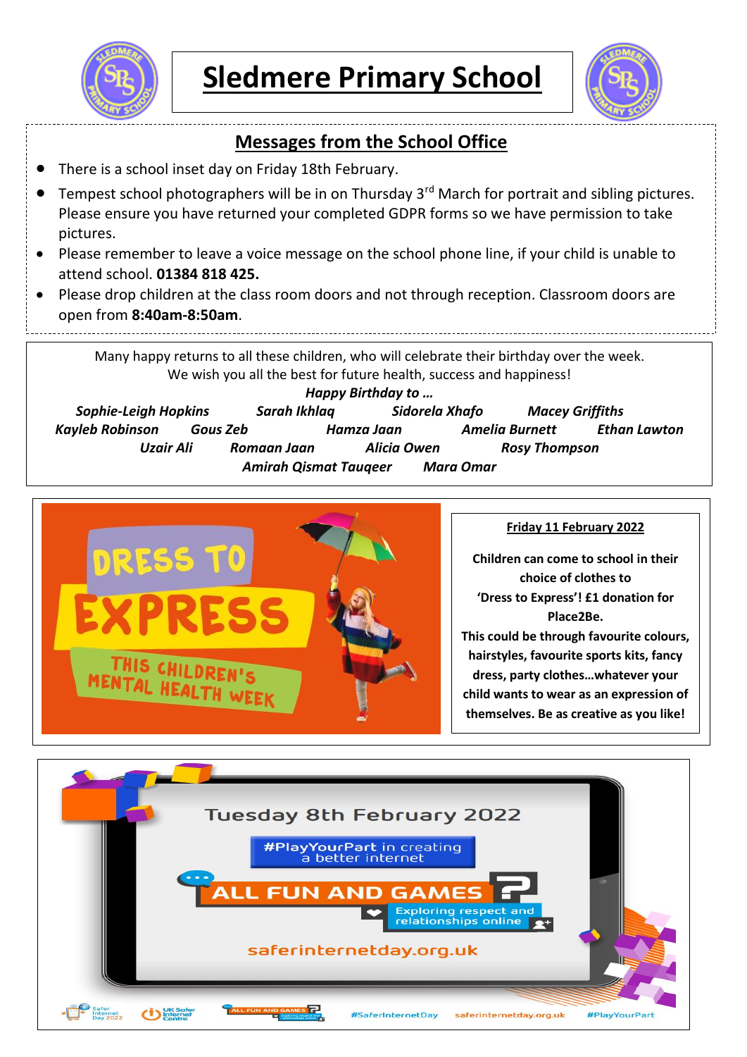# Sledmere Primary School

## Messages from the School Office

- There is a school inset day on Friday 18th February.
- Tempest school photographers will be in on Thursday 3rd March for portrait and sibling pictures. Please ensure you have returned your completed GDPR forms so we have permission to take pictures.
- Please remember to leave a voice message on the school phone line, if your child is unable to attend school. **01384 818 425.**
- Please drop children at the class room doors and not through reception. Classroom doors are open from **8:40am-8:50am**.

Many happy returns to all these children, who will celebrate their birthday over the week.
We wish you all the best for future health, success and happiness!

***Happy Birthday to …***

***Sophie-Leigh Hopkins*** ***Sarah Ikhlaq*** ***Sidorela Xhafo*** ***Macey Griffiths***
***Kayleb Robinson*** ***Gous Zeb*** ***Hamza Jaan*** ***Amelia Burnett*** ***Ethan Lawton***
***Uzair Ali*** ***Romaan Jaan*** ***Alicia Owen*** ***Rosy Thompson***
***Amirah Qismat Tauqeer*** ***Mara Omar***

DRESS TO EXPRESS
THIS CHILDREN'S MENTAL HEALTH WEEK

**Friday 11 February 2022**

**Children can come to school in their choice of clothes to 'Dress to Express'! £1 donation for Place2Be.**
**This could be through favourite colours, hairstyles, favourite sports kits, fancy dress, party clothes…whatever your child wants to wear as an expression of themselves. Be as creative as you like!**

Tuesday 8th February 2022

#PlayYourPart in creating a better internet

ALL FUN AND GAMES?

Exploring respect and relationships online

saferinternetday.org.uk

#SaferInternetDay saferinternetday.org.uk #PlayYourPart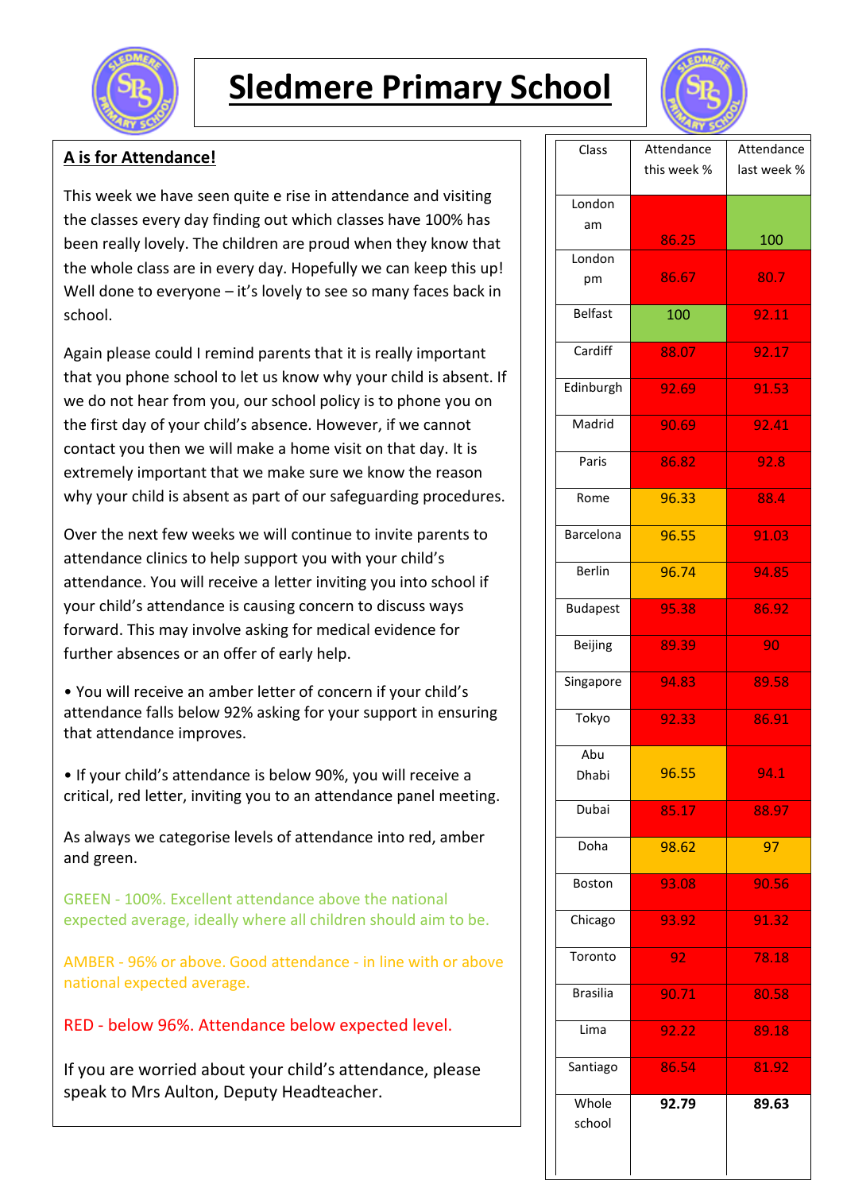# Sledmere Primary School

## A is for Attendance!

This week we have seen quite e rise in attendance and visiting the classes every day finding out which classes have 100% has been really lovely. The children are proud when they know that the whole class are in every day. Hopefully we can keep this up! Well done to everyone – it's lovely to see so many faces back in school.

Again please could I remind parents that it is really important that you phone school to let us know why your child is absent. If we do not hear from you, our school policy is to phone you on the first day of your child's absence. However, if we cannot contact you then we will make a home visit on that day. It is extremely important that we make sure we know the reason why your child is absent as part of our safeguarding procedures.

Over the next few weeks we will continue to invite parents to attendance clinics to help support you with your child's attendance. You will receive a letter inviting you into school if your child's attendance is causing concern to discuss ways forward. This may involve asking for medical evidence for further absences or an offer of early help.

- You will receive an amber letter of concern if your child's attendance falls below 92% asking for your support in ensuring that attendance improves.

- If your child's attendance is below 90%, you will receive a critical, red letter, inviting you to an attendance panel meeting.

As always we categorise levels of attendance into red, amber and green.

GREEN - 100%. Excellent attendance above the national expected average, ideally where all children should aim to be.

AMBER - 96% or above. Good attendance - in line with or above national expected average.

RED - below 96%. Attendance below expected level.

If you are worried about your child's attendance, please speak to Mrs Aulton, Deputy Headteacher.

| Class | Attendance this week % | Attendance last week % |
| --- | --- | --- |
| London am | 86.25 | 100 |
| London pm | 86.67 | 80.7 |
| Belfast | 100 | 92.11 |
| Cardiff | 88.07 | 92.17 |
| Edinburgh | 92.69 | 91.53 |
| Madrid | 90.69 | 92.41 |
| Paris | 86.82 | 92.8 |
| Rome | 96.33 | 88.4 |
| Barcelona | 96.55 | 91.03 |
| Berlin | 96.74 | 94.85 |
| Budapest | 95.38 | 86.92 |
| Beijing | 89.39 | 90 |
| Singapore | 94.83 | 89.58 |
| Tokyo | 92.33 | 86.91 |
| Abu Dhabi | 96.55 | 94.1 |
| Dubai | 85.17 | 88.97 |
| Doha | 98.62 | 97 |
| Boston | 93.08 | 90.56 |
| Chicago | 93.92 | 91.32 |
| Toronto | 92 | 78.18 |
| Brasilia | 90.71 | 80.58 |
| Lima | 92.22 | 89.18 |
| Santiago | 86.54 | 81.92 |
| Whole school | **92.79** | **89.63** |